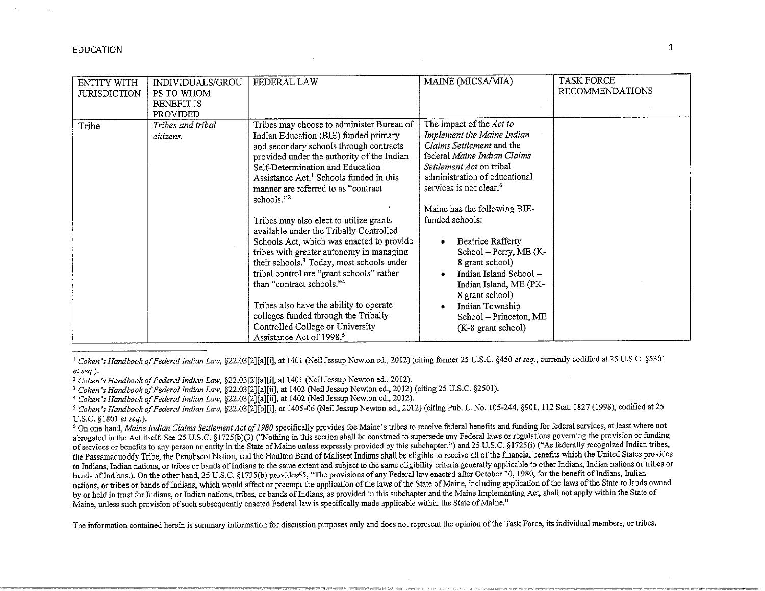# EDUCATION

| ENTITY WITH JURISDICTION | INDIVIDUALS/GROUPS TO WHOM BENEFIT IS PROVIDED | FEDERAL LAW | MAINE (MICSA/MIA) | TASK FORCE RECOMMENDATIONS |
|---|---|---|---|---|
| Tribe | *Tribes and tribal citizens.* | Tribes may choose to administer Bureau of Indian Education (BIE) funded primary and secondary schools through contracts provided under the authority of the Indian Self-Determination and Education Assistance Act.[1] Schools funded in this manner are referred to as "contract schools."[2]<br><br>Tribes may also elect to utilize grants available under the Tribally Controlled Schools Act, which was enacted to provide tribes with greater autonomy in managing their schools.[3] Today, most schools under tribal control are "grant schools" rather than "contract schools."[4]<br><br>Tribes also have the ability to operate colleges funded through the Tribally Controlled College or University Assistance Act of 1998.[5] | The impact of the *Act to Implement the Maine Indian Claims Settlement* and the federal *Maine Indian Claims Settlement Act* on tribal administration of educational services is not clear.[6]<br><br>Maine has the following BIE-funded schools:<br>• Beatrice Rafferty School – Perry, ME (K-8 grant school)<br>• Indian Island School – Indian Island, ME (PK-8 grant school)<br>• Indian Township School – Princeton, ME (K-8 grant school) | |

[1] *Cohen's Handbook of Federal Indian Law*, §22.03[2][a][i], at 1401 (Neil Jessup Newton ed., 2012) (citing former 25 U.S.C. §450 *et seq.*, currently codified at 25 U.S.C. §5301 *et seq.*).

[2] *Cohen's Handbook of Federal Indian Law*, §22.03[2][a][i], at 1401 (Neil Jessup Newton ed., 2012).

[3] *Cohen's Handbook of Federal Indian Law*, §22.03[2][a][ii], at 1402 (Neil Jessup Newton ed., 2012) (citing 25 U.S.C. §2501).

[4] *Cohen's Handbook of Federal Indian Law*, §22.03[2][a][ii], at 1402 (Neil Jessup Newton ed., 2012).

[5] *Cohen's Handbook of Federal Indian Law*, §22.03[2][b][i], at 1405-06 (Neil Jessup Newton ed., 2012) (citing Pub. L. No. 105-244, §901, 112 Stat. 1827 (1998), codified at 25 U.S.C. §1801 *et seq.*).

[6] On one hand, *Maine Indian Claims Settlement Act of 1980* specifically provides foe Maine's tribes to receive federal benefits and funding for federal services, at least where not abrogated in the Act itself. See 25 U.S.C. §1725(b)(3) ("Nothing in this section shall be construed to supersede any Federal laws or regulations governing the provision or funding of services or benefits to any person or entity in the State of Maine unless expressly provided by this subchapter.") and 25 U.S.C. §1725(i) ("As federally recognized Indian tribes, the Passamaquoddy Tribe, the Penobscot Nation, and the Houlton Band of Maliseet Indians shall be eligible to receive all of the financial benefits which the United States provides to Indians, Indian nations, or tribes or bands of Indians to the same extent and subject to the same eligibility criteria generally applicable to other Indians, Indian nations or tribes or bands of Indians.). On the other hand, 25 U.S.C. §1735(b) provides65, "The provisions of any Federal law enacted after October 10, 1980, for the benefit of Indians, Indian nations, or tribes or bands of Indians, which would affect or preempt the application of the laws of the State of Maine, including application of the laws of the State to lands owned by or held in trust for Indians, or Indian nations, tribes, or bands of Indians, as provided in this subchapter and the Maine Implementing Act, shall not apply within the State of Maine, unless such provision of such subsequently enacted Federal law is specifically made applicable within the State of Maine."

The information contained herein is summary information for discussion purposes only and does not represent the opinion of the Task Force, its individual members, or tribes.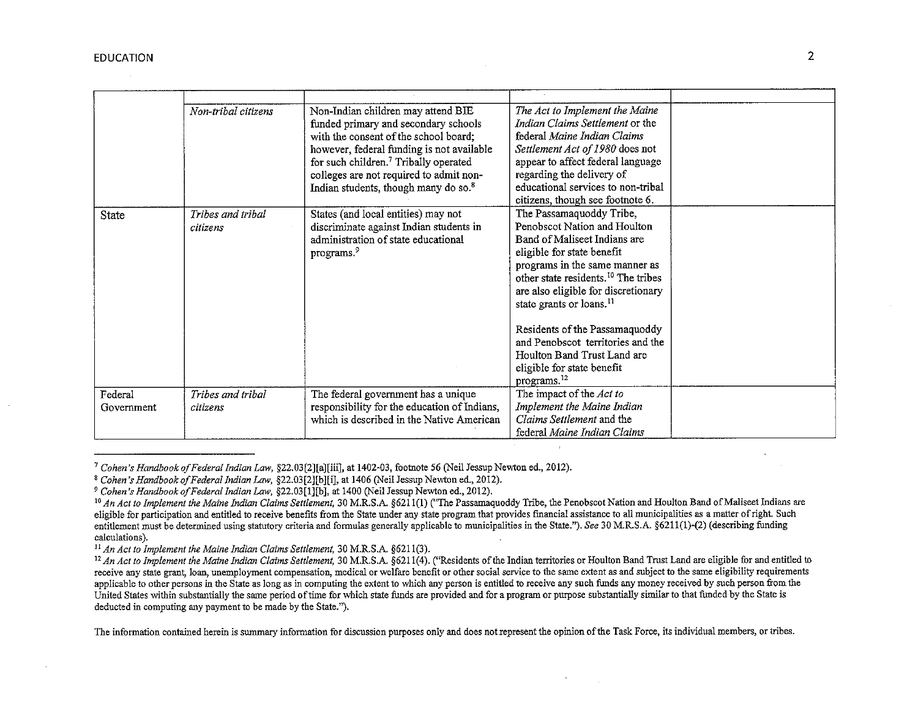| | | | | |
|---|---|---|---|---|
| | *Non-tribal citizens* | Non-Indian children may attend BIE funded primary and secondary schools with the consent of the school board; however, federal funding is not available for such children.[7] Tribally operated colleges are not required to admit non-Indian students, though many do so.[8] | *The Act to Implement the Maine Indian Claims Settlement* or the federal *Maine Indian Claims Settlement Act of 1980* does not appear to affect federal language regarding the delivery of educational services to non-tribal citizens, though see footnote 6. | |
| State | *Tribes and tribal citizens* | States (and local entities) may not discriminate against Indian students in administration of state educational programs.[9] | The Passamaquoddy Tribe, Penobscot Nation and Houlton Band of Maliseet Indians are eligible for state benefit programs in the same manner as other state residents.[10] The tribes are also eligible for discretionary state grants or loans.[11]<br><br>Residents of the Passamaquoddy and Penobscot territories and the Houlton Band Trust Land are eligible for state benefit programs.[12] | |
| Federal Government | *Tribes and tribal citizens* | The federal government has a unique responsibility for the education of Indians, which is described in the Native American | The impact of the *Act to Implement the Maine Indian Claims Settlement* and the federal *Maine Indian Claims* | |

---

[7] *Cohen's Handbook of Federal Indian Law*, §22.03[2][a][iii], at 1402-03, footnote 56 (Neil Jessup Newton ed., 2012).

[8] *Cohen's Handbook of Federal Indian Law*, §22.03[2][b][i], at 1406 (Neil Jessup Newton ed., 2012).

[9] *Cohen's Handbook of Federal Indian Law*, §22.03[1][b], at 1400 (Neil Jessup Newton ed., 2012).

[10] *An Act to Implement the Maine Indian Claims Settlement*, 30 M.R.S.A. §6211(1) ("The Passamaquoddy Tribe, the Penobscot Nation and Houlton Band of Maliseet Indians are eligible for participation and entitled to receive benefits from the State under any state program that provides financial assistance to all municipalities as a matter of right. Such entitlement must be determined using statutory criteria and formulas generally applicable to municipalities in the State."). *See* 30 M.R.S.A. §6211(1)-(2) (describing funding calculations).

[11] *An Act to Implement the Maine Indian Claims Settlement*, 30 M.R.S.A. §6211(3).

[12] *An Act to Implement the Maine Indian Claims Settlement*, 30 M.R.S.A. §6211(4). ("Residents of the Indian territories or Houlton Band Trust Land are eligible for and entitled to receive any state grant, loan, unemployment compensation, medical or welfare benefit or other social service to the same extent as and subject to the same eligibility requirements applicable to other persons in the State as long as in computing the extent to which any person is entitled to receive any such funds any money received by such person from the United States within substantially the same period of time for which state funds are provided and for a program or purpose substantially similar to that funded by the State is deducted in computing any payment to be made by the State.").

The information contained herein is summary information for discussion purposes only and does not represent the opinion of the Task Force, its individual members, or tribes.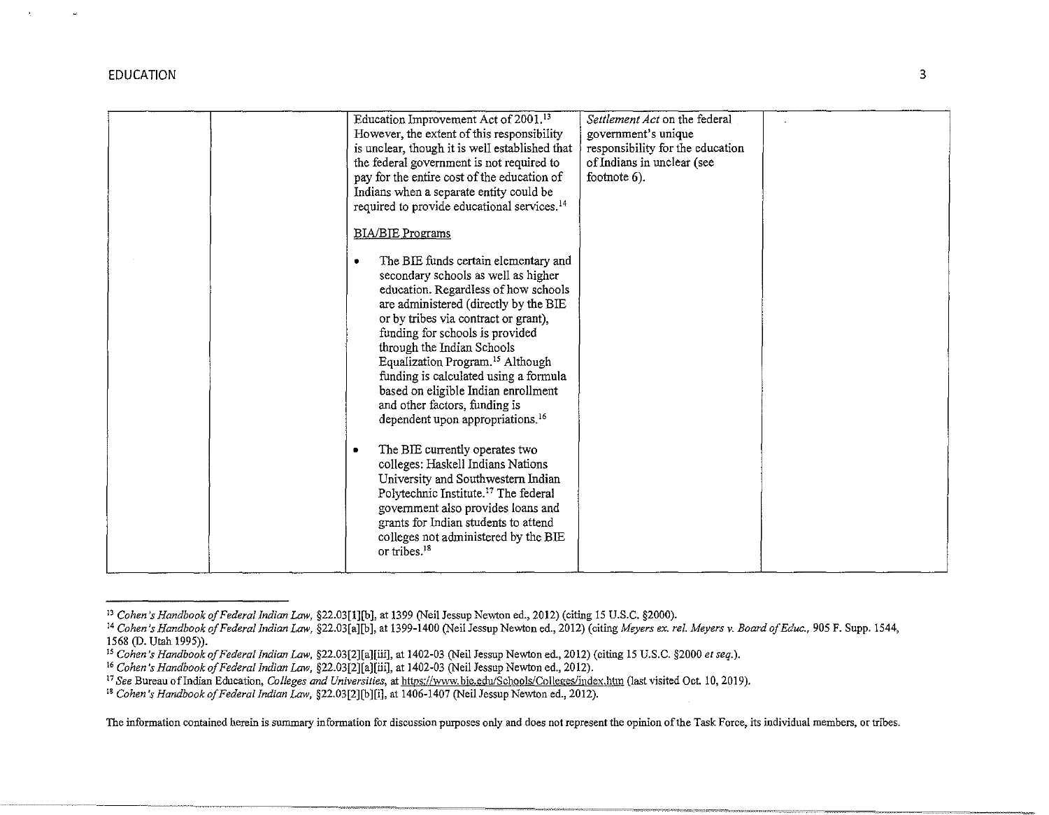| | | | | |
|---|---|---|---|---|
| | | Education Improvement Act of 2001.[13] However, the extent of this responsibility is unclear, though it is well established that the federal government is not required to pay for the entire cost of the education of Indians when a separate entity could be required to provide educational services.[14]<br><br>BIA/BIE Programs<br><br>• The BIE funds certain elementary and secondary schools as well as higher education. Regardless of how schools are administered (directly by the BIE or by tribes via contract or grant), funding for schools is provided through the Indian Schools Equalization Program.[15] Although funding is calculated using a formula based on eligible Indian enrollment and other factors, funding is dependent upon appropriations.[16]<br><br>• The BIE currently operates two colleges: Haskell Indians Nations University and Southwestern Indian Polytechnic Institute.[17] The federal government also provides loans and grants for Indian students to attend colleges not administered by the BIE or tribes.[18] | *Settlement Act* on the federal government's unique responsibility for the education of Indians in unclear (see footnote 6). | |

[13] *Cohen's Handbook of Federal Indian Law*, §22.03[1][b], at 1399 (Neil Jessup Newton ed., 2012) (citing 15 U.S.C. §2000).

[14] *Cohen's Handbook of Federal Indian Law*, §22.03[a][b], at 1399-1400 (Neil Jessup Newton ed., 2012) (citing *Meyers ex. rel. Meyers v. Board of Educ.*, 905 F. Supp. 1544, 1568 (D. Utah 1995)).

[15] *Cohen's Handbook of Federal Indian Law*, §22.03[2][a][iii], at 1402-03 (Neil Jessup Newton ed., 2012) (citing 15 U.S.C. §2000 *et seq.*).

[16] *Cohen's Handbook of Federal Indian Law*, §22.03[2][a][iii], at 1402-03 (Neil Jessup Newton ed., 2012).

[17] *See* Bureau of Indian Education, *Colleges and Universities*, at https://www.bie.edu/Schools/Colleges/index.htm (last visited Oct. 10, 2019).

[18] *Cohen's Handbook of Federal Indian Law*, §22.03[2][b][i], at 1406-1407 (Neil Jessup Newton ed., 2012).

The information contained herein is summary information for discussion purposes only and does not represent the opinion of the Task Force, its individual members, or tribes.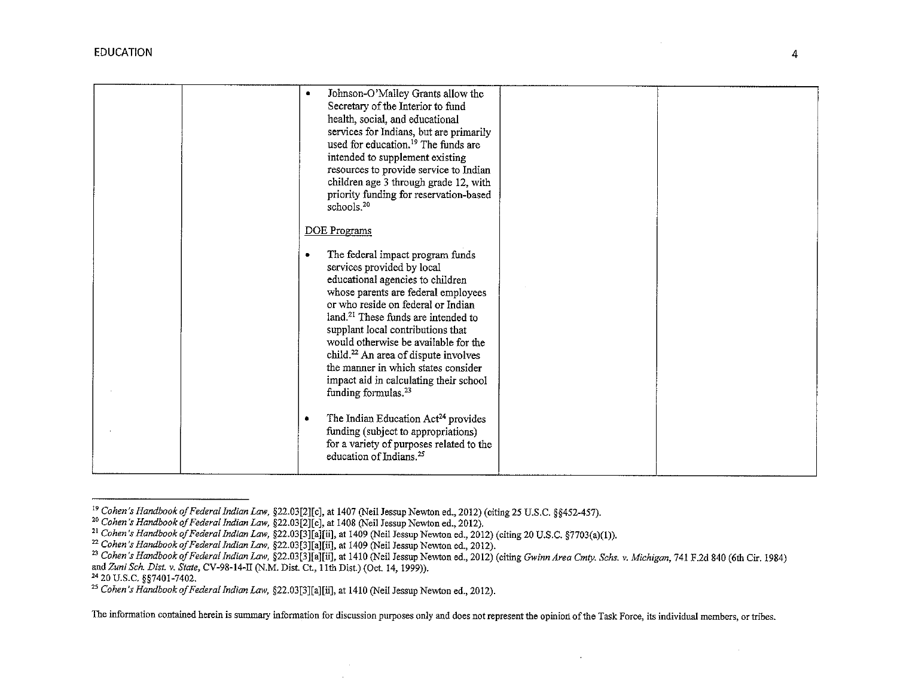| | | | | |
|---|---|---|---|---|
| | | • Johnson-O'Malley Grants allow the Secretary of the Interior to fund health, social, and educational services for Indians, but are primarily used for education.[19] The funds are intended to supplement existing resources to provide service to Indian children age 3 through grade 12, with priority funding for reservation-based schools.[20]<br><br><u>DOE Programs</u><br><br>• The federal impact program funds services provided by local educational agencies to children whose parents are federal employees or who reside on federal or Indian land.[21] These funds are intended to supplant local contributions that would otherwise be available for the child.[22] An area of dispute involves the manner in which states consider impact aid in calculating their school funding formulas.[23]<br><br>• The Indian Education Act[24] provides funding (subject to appropriations) for a variety of purposes related to the education of Indians.[25] | | |

[19] *Cohen's Handbook of Federal Indian Law*, §22.03[2][c], at 1407 (Neil Jessup Newton ed., 2012) (citing 25 U.S.C. §§452-457).

[20] *Cohen's Handbook of Federal Indian Law*, §22.03[2][c], at 1408 (Neil Jessup Newton ed., 2012).

[21] *Cohen's Handbook of Federal Indian Law*, §22.03[3][a][ii], at 1409 (Neil Jessup Newton ed., 2012) (citing 20 U.S.C. §7703(a)(1)).

[22] *Cohen's Handbook of Federal Indian Law*, §22.03[3][a][ii], at 1409 (Neil Jessup Newton ed., 2012).

[23] *Cohen's Handbook of Federal Indian Law*, §22.03[3][a][ii], at 1410 (Neil Jessup Newton ed., 2012) (citing *Gwinn Area Cmty. Schs. v. Michigan*, 741 F.2d 840 (6th Cir. 1984) and *Zuni Sch. Dist. v. State*, CV-98-14-II (N.M. Dist. Ct., 11th Dist.) (Oct. 14, 1999)).

[24] 20 U.S.C. §§7401-7402.

[25] *Cohen's Handbook of Federal Indian Law*, §22.03[3][a][ii], at 1410 (Neil Jessup Newton ed., 2012).

The information contained herein is summary information for discussion purposes only and does not represent the opinion of the Task Force, its individual members, or tribes.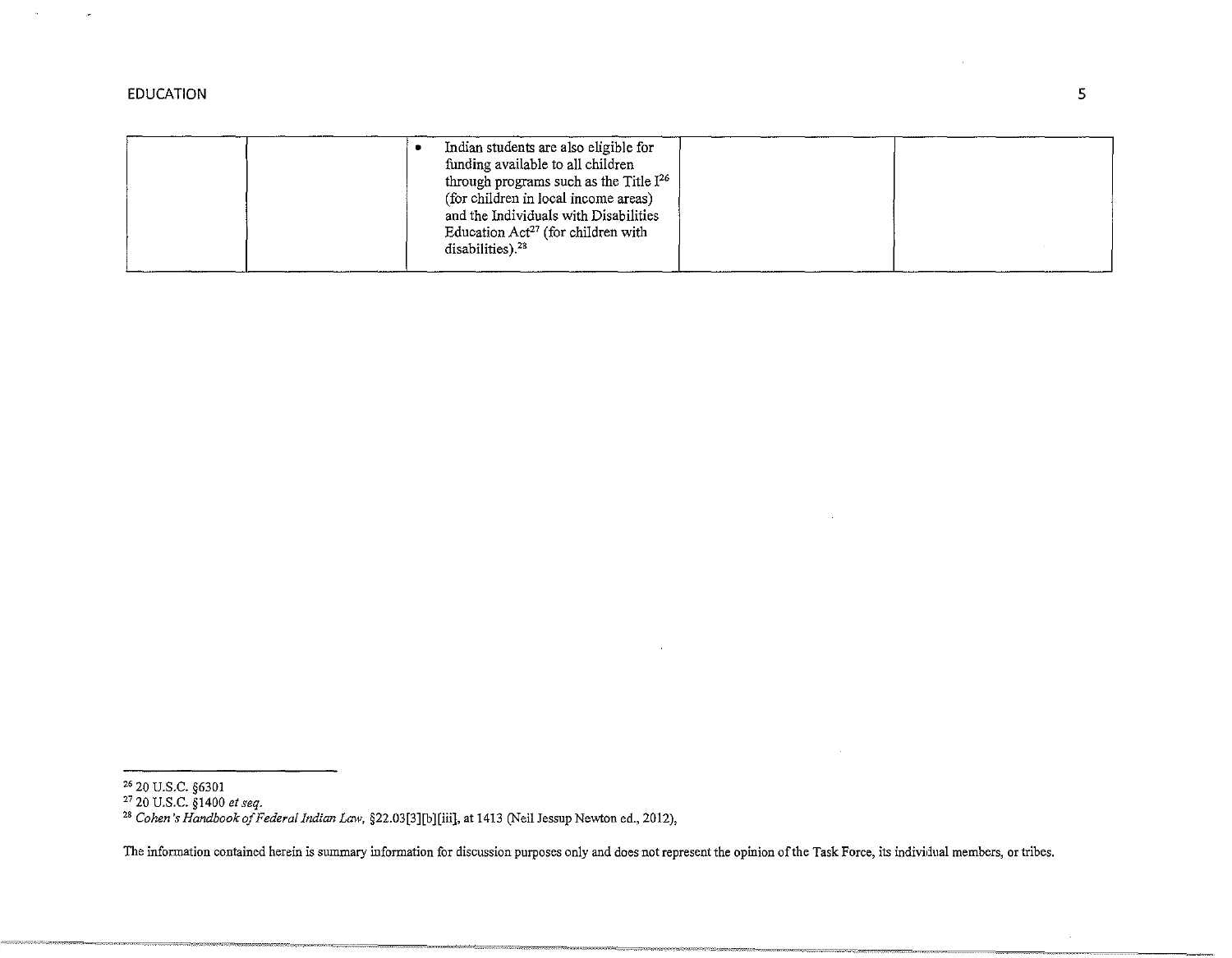| | | | | |
|---|---|---|---|---|
| | | • Indian students are also eligible for funding available to all children through programs such as the Title I[26] (for children in local income areas) and the Individuals with Disabilities Education Act[27] (for children with disabilities).[28] | | |

[26] 20 U.S.C. §6301

[27] 20 U.S.C. §1400 *et seq.*

[28] *Cohen's Handbook of Federal Indian Law*, §22.03[3][b][iii], at 1413 (Neil Jessup Newton ed., 2012).

The information contained herein is summary information for discussion purposes only and does not represent the opinion of the Task Force, its individual members, or tribes.